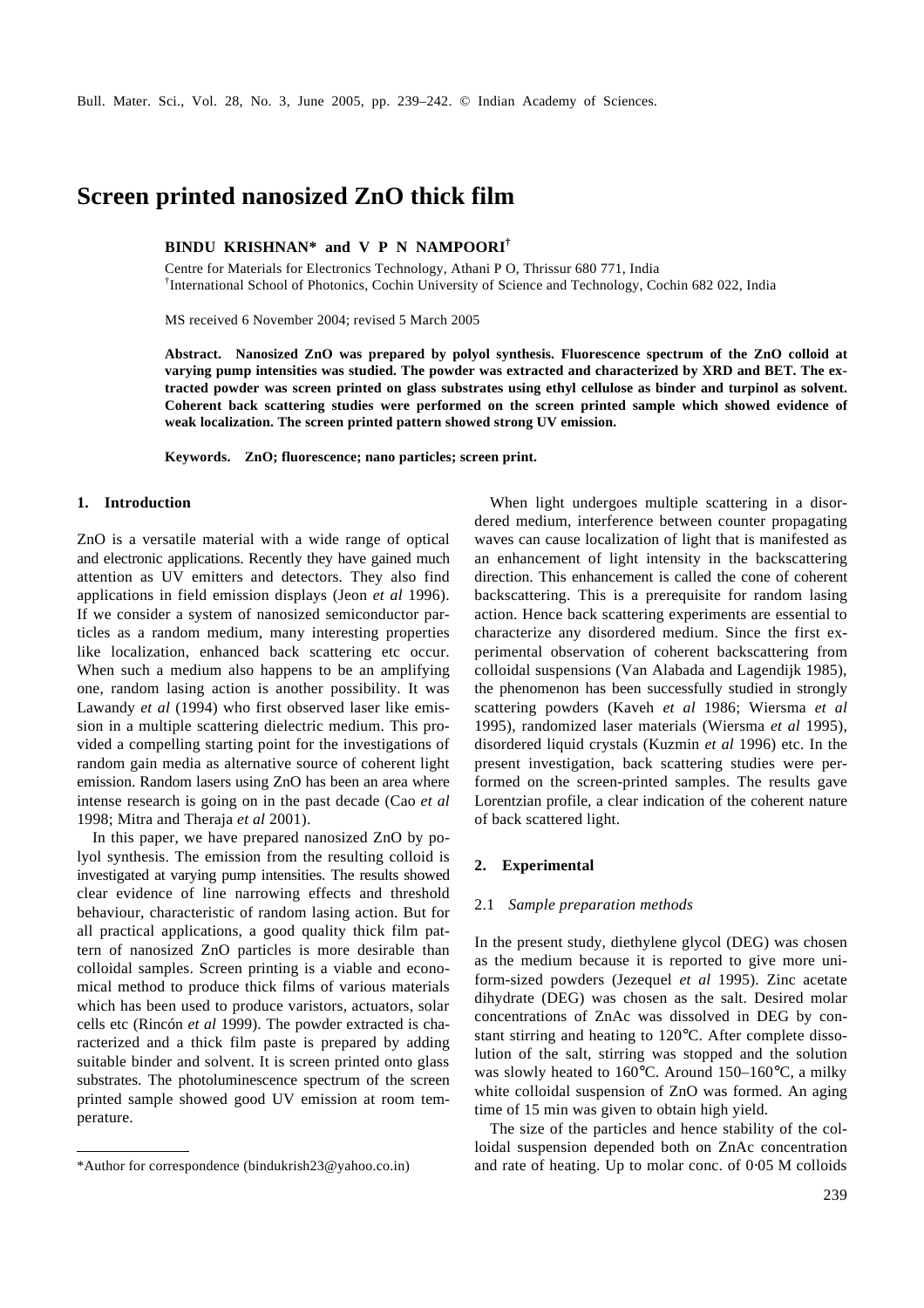# Screen printed nanosized ZnO thick film

**BINDU KRISHNAN* and V P N NAMPOORI[†]**

Centre for Materials for Electronics Technology, Athani P O, Thrissur 680 771, India
[†]International School of Photonics, Cochin University of Science and Technology, Cochin 682 022, India

MS received 6 November 2004; revised 5 March 2005

**Abstract. Nanosized ZnO was prepared by polyol synthesis. Fluorescence spectrum of the ZnO colloid at varying pump intensities was studied. The powder was extracted and characterized by XRD and BET. The extracted powder was screen printed on glass substrates using ethyl cellulose as binder and turpinol as solvent. Coherent back scattering studies were performed on the screen printed sample which showed evidence of weak localization. The screen printed pattern showed strong UV emission.**

**Keywords. ZnO; fluorescence; nano particles; screen print.**

## 1. Introduction

ZnO is a versatile material with a wide range of optical and electronic applications. Recently they have gained much attention as UV emitters and detectors. They also find applications in field emission displays (Jeon *et al* 1996). If we consider a system of nanosized semiconductor particles as a random medium, many interesting properties like localization, enhanced back scattering etc occur. When such a medium also happens to be an amplifying one, random lasing action is another possibility. It was Lawandy *et al* (1994) who first observed laser like emission in a multiple scattering dielectric medium. This provided a compelling starting point for the investigations of random gain media as alternative source of coherent light emission. Random lasers using ZnO has been an area where intense research is going on in the past decade (Cao *et al* 1998; Mitra and Theraja *et al* 2001).

In this paper, we have prepared nanosized ZnO by polyol synthesis. The emission from the resulting colloid is investigated at varying pump intensities. The results showed clear evidence of line narrowing effects and threshold behaviour, characteristic of random lasing action. But for all practical applications, a good quality thick film pattern of nanosized ZnO particles is more desirable than colloidal samples. Screen printing is a viable and economical method to produce thick films of various materials which has been used to produce varistors, actuators, solar cells etc (Rincón *et al* 1999). The powder extracted is characterized and a thick film paste is prepared by adding suitable binder and solvent. It is screen printed onto glass substrates. The photoluminescence spectrum of the screen printed sample showed good UV emission at room temperature.

When light undergoes multiple scattering in a disordered medium, interference between counter propagating waves can cause localization of light that is manifested as an enhancement of light intensity in the backscattering direction. This enhancement is called the cone of coherent backscattering. This is a prerequisite for random lasing action. Hence back scattering experiments are essential to characterize any disordered medium. Since the first experimental observation of coherent backscattering from colloidal suspensions (Van Alabada and Lagendijk 1985), the phenomenon has been successfully studied in strongly scattering powders (Kaveh *et al* 1986; Wiersma *et al* 1995), randomized laser materials (Wiersma *et al* 1995), disordered liquid crystals (Kuzmin *et al* 1996) etc. In the present investigation, back scattering studies were performed on the screen-printed samples. The results gave Lorentzian profile, a clear indication of the coherent nature of back scattered light.

## 2. Experimental

### 2.1 *Sample preparation methods*

In the present study, diethylene glycol (DEG) was chosen as the medium because it is reported to give more uniform-sized powders (Jezequel *et al* 1995). Zinc acetate dihydrate (DEG) was chosen as the salt. Desired molar concentrations of ZnAc was dissolved in DEG by constant stirring and heating to 120°C. After complete dissolution of the salt, stirring was stopped and the solution was slowly heated to 160°C. Around 150–160°C, a milky white colloidal suspension of ZnO was formed. An aging time of 15 min was given to obtain high yield.

The size of the particles and hence stability of the colloidal suspension depended both on ZnAc concentration and rate of heating. Up to molar conc. of 0·05 M colloids

*Author for correspondence (bindukrish23@yahoo.co.in)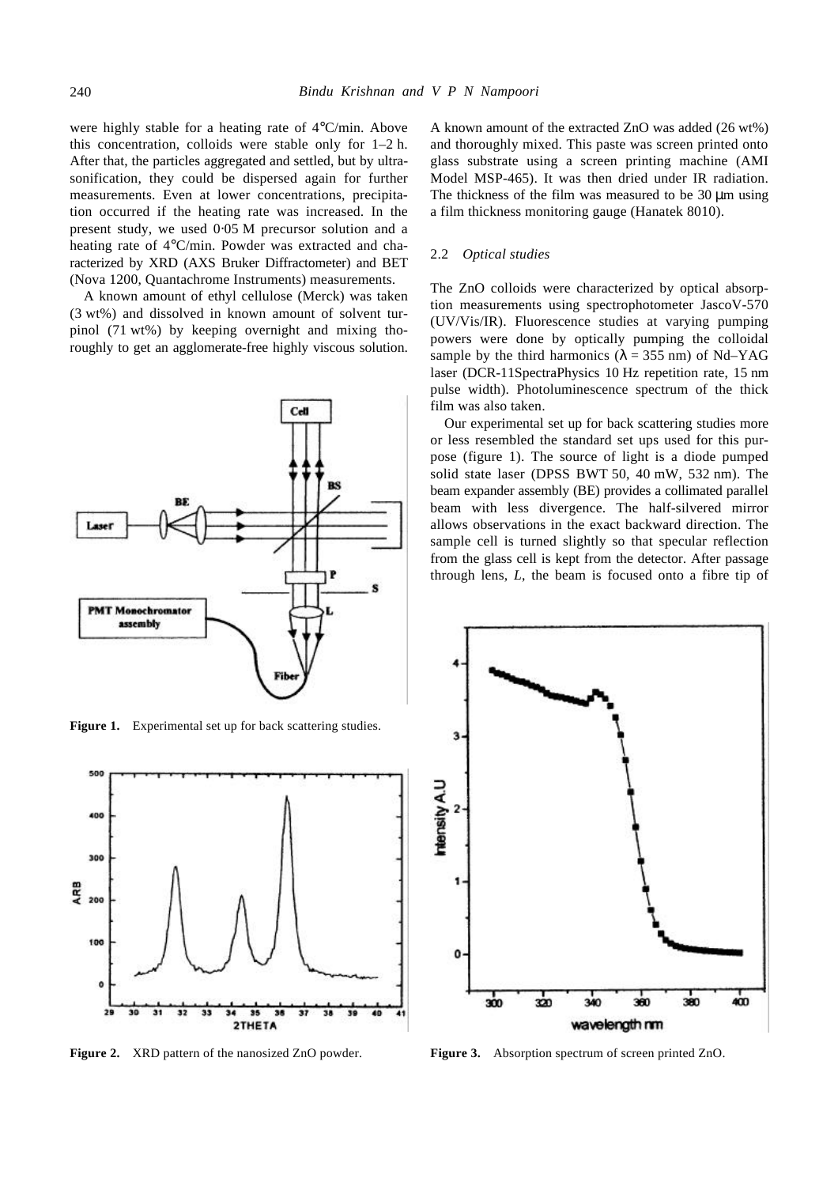were highly stable for a heating rate of 4°C/min. Above this concentration, colloids were stable only for 1–2 h. After that, the particles aggregated and settled, but by ultrasonification, they could be dispersed again for further measurements. Even at lower concentrations, precipitation occurred if the heating rate was increased. In the present study, we used 0·05 M precursor solution and a heating rate of 4°C/min. Powder was extracted and characterized by XRD (AXS Bruker Diffractometer) and BET (Nova 1200, Quantachrome Instruments) measurements.

A known amount of ethyl cellulose (Merck) was taken (3 wt%) and dissolved in known amount of solvent turpinol (71 wt%) by keeping overnight and mixing thoroughly to get an agglomerate-free highly viscous solution. A known amount of the extracted ZnO was added (26 wt%) and thoroughly mixed. This paste was screen printed onto glass substrate using a screen printing machine (AMI Model MSP-465). It was then dried under IR radiation. The thickness of the film was measured to be 30 μm using a film thickness monitoring gauge (Hanatek 8010).

Figure 1. Experimental set up for back scattering studies.

Figure 2. XRD pattern of the nanosized ZnO powder.

### 2.2 *Optical studies*

The ZnO colloids were characterized by optical absorption measurements using spectrophotometer JascoV-570 (UV/Vis/IR). Fluorescence studies at varying pumping powers were done by optically pumping the colloidal sample by the third harmonics ($\lambda = 355$ nm) of Nd–YAG laser (DCR-11SpectraPhysics 10 Hz repetition rate, 15 nm pulse width). Photoluminescence spectrum of the thick film was also taken.

Our experimental set up for back scattering studies more or less resembled the standard set ups used for this purpose (figure 1). The source of light is a diode pumped solid state laser (DPSS BWT 50, 40 mW, 532 nm). The beam expander assembly (BE) provides a collimated parallel beam with less divergence. The half-silvered mirror allows observations in the exact backward direction. The sample cell is turned slightly so that specular reflection from the glass cell is kept from the detector. After passage through lens, *L*, the beam is focused onto a fibre tip of

Figure 3. Absorption spectrum of screen printed ZnO.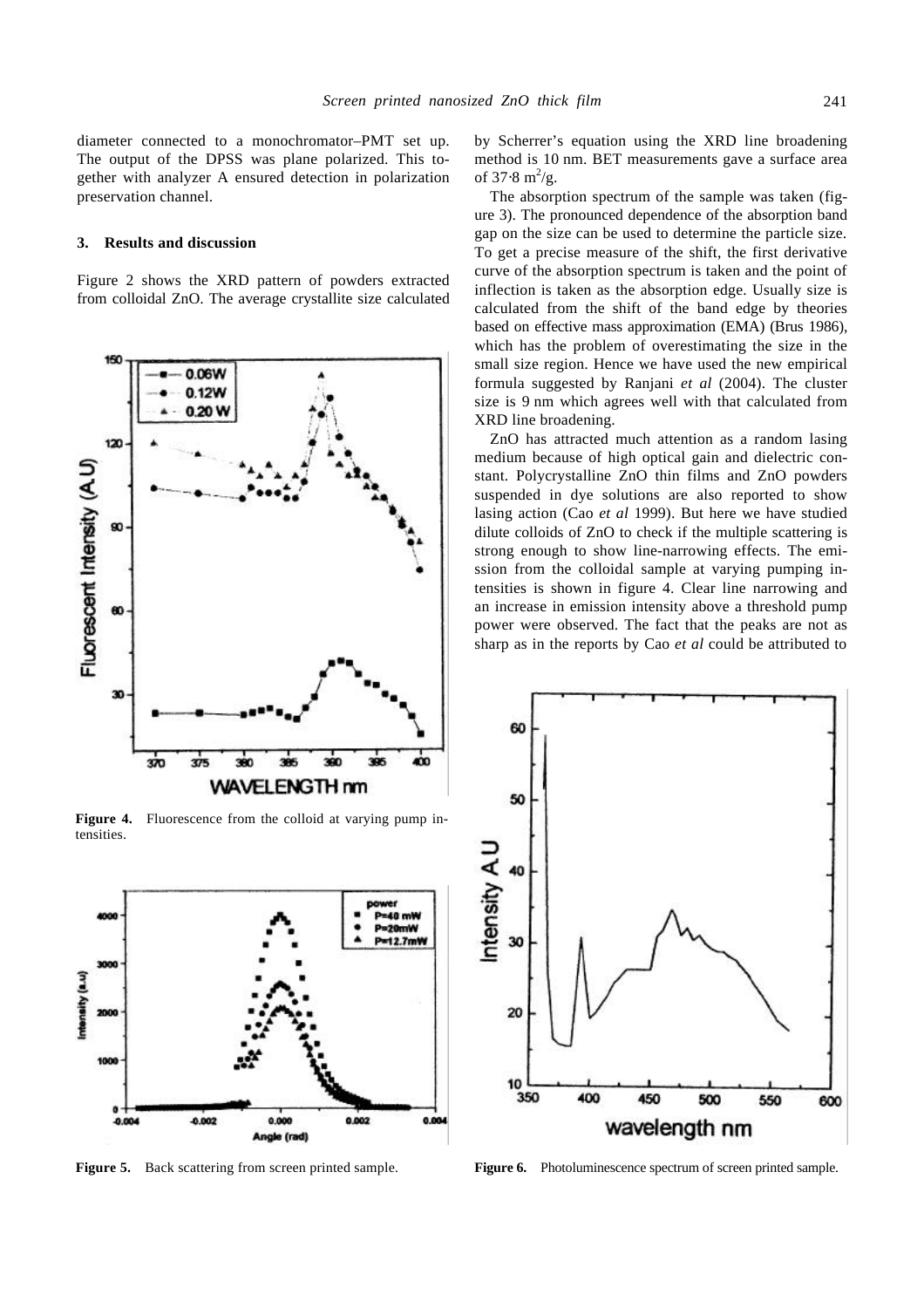diameter connected to a monochromator–PMT set up. The output of the DPSS was plane polarized. This together with analyzer A ensured detection in polarization preservation channel.

## 3. Results and discussion

Figure 2 shows the XRD pattern of powders extracted from colloidal ZnO. The average crystallite size calculated by Scherrer's equation using the XRD line broadening method is 10 nm. BET measurements gave a surface area of 37·8 $m^2$/g.

The absorption spectrum of the sample was taken (figure 3). The pronounced dependence of the absorption band gap on the size can be used to determine the particle size. To get a precise measure of the shift, the first derivative curve of the absorption spectrum is taken and the point of inflection is taken as the absorption edge. Usually size is calculated from the shift of the band edge by theories based on effective mass approximation (EMA) (Brus 1986), which has the problem of overestimating the size in the small size region. Hence we have used the new empirical formula suggested by Ranjani *et al* (2004). The cluster size is 9 nm which agrees well with that calculated from XRD line broadening.

ZnO has attracted much attention as a random lasing medium because of high optical gain and dielectric constant. Polycrystalline ZnO thin films and ZnO powders suspended in dye solutions are also reported to show lasing action (Cao *et al* 1999). But here we have studied dilute colloids of ZnO to check if the multiple scattering is strong enough to show line-narrowing effects. The emission from the colloidal sample at varying pumping intensities is shown in figure 4. Clear line narrowing and an increase in emission intensity above a threshold pump power were observed. The fact that the peaks are not as sharp as in the reports by Cao *et al* could be attributed to

**Figure 4.** Fluorescence from the colloid at varying pump intensities.

**Figure 5.** Back scattering from screen printed sample.

**Figure 6.** Photoluminescence spectrum of screen printed sample.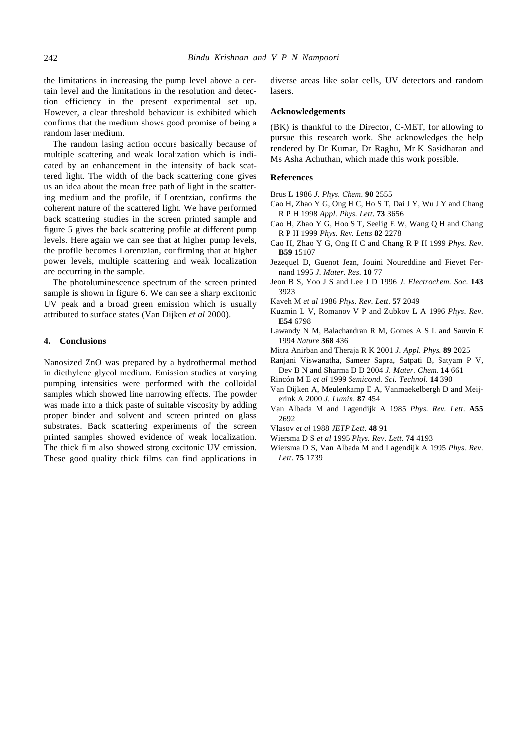the limitations in increasing the pump level above a certain level and the limitations in the resolution and detection efficiency in the present experimental set up. However, a clear threshold behaviour is exhibited which confirms that the medium shows good promise of being a random laser medium.

The random lasing action occurs basically because of multiple scattering and weak localization which is indicated by an enhancement in the intensity of back scattered light. The width of the back scattering cone gives us an idea about the mean free path of light in the scattering medium and the profile, if Lorentzian, confirms the coherent nature of the scattered light. We have performed back scattering studies in the screen printed sample and figure 5 gives the back scattering profile at different pump levels. Here again we can see that at higher pump levels, the profile becomes Lorentzian, confirming that at higher power levels, multiple scattering and weak localization are occurring in the sample.

The photoluminescence spectrum of the screen printed sample is shown in figure 6. We can see a sharp excitonic UV peak and a broad green emission which is usually attributed to surface states (Van Dijken *et al* 2000).

## 4. Conclusions

Nanosized ZnO was prepared by a hydrothermal method in diethylene glycol medium. Emission studies at varying pumping intensities were performed with the colloidal samples which showed line narrowing effects. The powder was made into a thick paste of suitable viscosity by adding proper binder and solvent and screen printed on glass substrates. Back scattering experiments of the screen printed samples showed evidence of weak localization. The thick film also showed strong excitonic UV emission. These good quality thick films can find applications in diverse areas like solar cells, UV detectors and random lasers.

### Acknowledgements

(BK) is thankful to the Director, C-MET, for allowing to pursue this research work. She acknowledges the help rendered by Dr Kumar, Dr Raghu, Mr K Sasidharan and Ms Asha Achuthan, which made this work possible.

### References

Brus L 1986 *J. Phys. Chem*. **90** 2555

Cao H, Zhao Y G, Ong H C, Ho S T, Dai J Y, Wu J Y and Chang R P H 1998 *Appl. Phys. Lett*. **73** 3656

Cao H, Zhao Y G, Hoo S T, Seelig E W, Wang Q H and Chang R P H 1999 *Phys. Rev. Letts* **82** 2278

Cao H, Zhao Y G, Ong H C and Chang R P H 1999 *Phys. Rev*. **B59** 15107

Jezequel D, Guenot Jean, Jouini Noureddine and Fievet Fernand 1995 *J. Mater. Res*. **10** 77

Jeon B S, Yoo J S and Lee J D 1996 *J. Electrochem. Soc*. **143** 3923

Kaveh M *et al* 1986 *Phys. Rev. Lett*. **57** 2049

Kuzmin L V, Romanov V P and Zubkov L A 1996 *Phys. Rev*. **E54** 6798

Lawandy N M, Balachandran R M, Gomes A S L and Sauvin E 1994 *Nature* **368** 436

Mitra Anirban and Theraja R K 2001 *J. Appl. Phys*. **89** 2025

Ranjani Viswanatha, Sameer Sapra, Satpati B, Satyam P V, Dev B N and Sharma D D 2004 *J. Mater. Chem*. **14** 661

Rincón M E *et al* 1999 *Semicond. Sci. Technol*. **14** 390

Van Dijken A, Meulenkamp E A, Vanmaekelbergh D and Meijerink A 2000 *J. Lumin*. **87** 454

Van Albada M and Lagendijk A 1985 *Phys. Rev. Lett*. **A55** 2692

Vlasov *et al* 1988 *JETP Lett*. **48** 91

Wiersma D S *et al* 1995 *Phys. Rev. Lett*. **74** 4193

Wiersma D S, Van Albada M and Lagendijk A 1995 *Phys. Rev. Lett*. **75** 1739